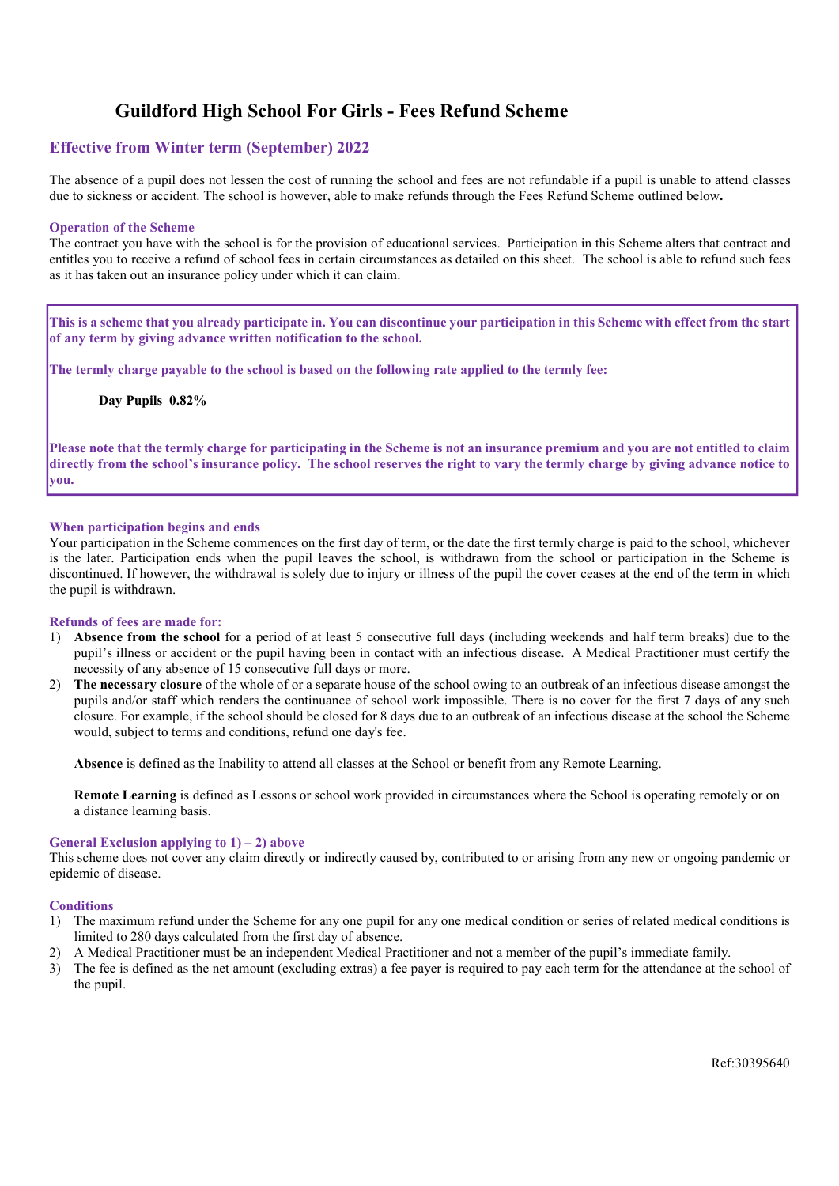# Guildford High School For Girls - Fees Refund Scheme

## Effective from Winter term (September) 2022

The absence of a pupil does not lessen the cost of running the school and fees are not refundable if a pupil is unable to attend classes due to sickness or accident. The school is however, able to make refunds through the Fees Refund Scheme outlined below**.**

### Operation of the Scheme

The contract you have with the school is for the provision of educational services. Participation in this Scheme alters that contract and entitles you to receive a refund of school fees in certain circumstances as detailed on this sheet. The school is able to refund such fees as it has taken out an insurance policy under which it can claim.

**This is a scheme that you already participate in. You can discontinue your participation in this Scheme with effect from the start of any term by giving advance written notification to the school.**

**The termly charge payable to the school is based on the following rate applied to the termly fee:**

**Day Pupils 0.82%**

**Please note that the termly charge for participating in the Scheme is not an insurance premium and you are not entitled to claim directly from the school's insurance policy. The school reserves the right to vary the termly charge by giving advance notice to you.**

### When participation begins and ends

Your participation in the Scheme commences on the first day of term, or the date the first termly charge is paid to the school, whichever is the later. Participation ends when the pupil leaves the school, is withdrawn from the school or participation in the Scheme is discontinued. If however, the withdrawal is solely due to injury or illness of the pupil the cover ceases at the end of the term in which the pupil is withdrawn.

### Refunds of fees are made for:

1) **Absence from the school** for a period of at least 5 consecutive full days (including weekends and half term breaks) due to the pupil's illness or accident or the pupil having been in contact with an infectious disease. A Medical Practitioner must certify the necessity of any absence of 15 consecutive full days or more.
2) **The necessary closure** of the whole of or a separate house of the school owing to an outbreak of an infectious disease amongst the pupils and/or staff which renders the continuance of school work impossible. There is no cover for the first 7 days of any such closure. For example, if the school should be closed for 8 days due to an outbreak of an infectious disease at the school the Scheme would, subject to terms and conditions, refund one day's fee.

   **Absence** is defined as the Inability to attend all classes at the School or benefit from any Remote Learning.

   **Remote Learning** is defined as Lessons or school work provided in circumstances where the School is operating remotely or on a distance learning basis.

### General Exclusion applying to 1) – 2) above

This scheme does not cover any claim directly or indirectly caused by, contributed to or arising from any new or ongoing pandemic or epidemic of disease.

### Conditions

1) The maximum refund under the Scheme for any one pupil for any one medical condition or series of related medical conditions is limited to 280 days calculated from the first day of absence.
2) A Medical Practitioner must be an independent Medical Practitioner and not a member of the pupil's immediate family.
3) The fee is defined as the net amount (excluding extras) a fee payer is required to pay each term for the attendance at the school of the pupil.

Ref:30395640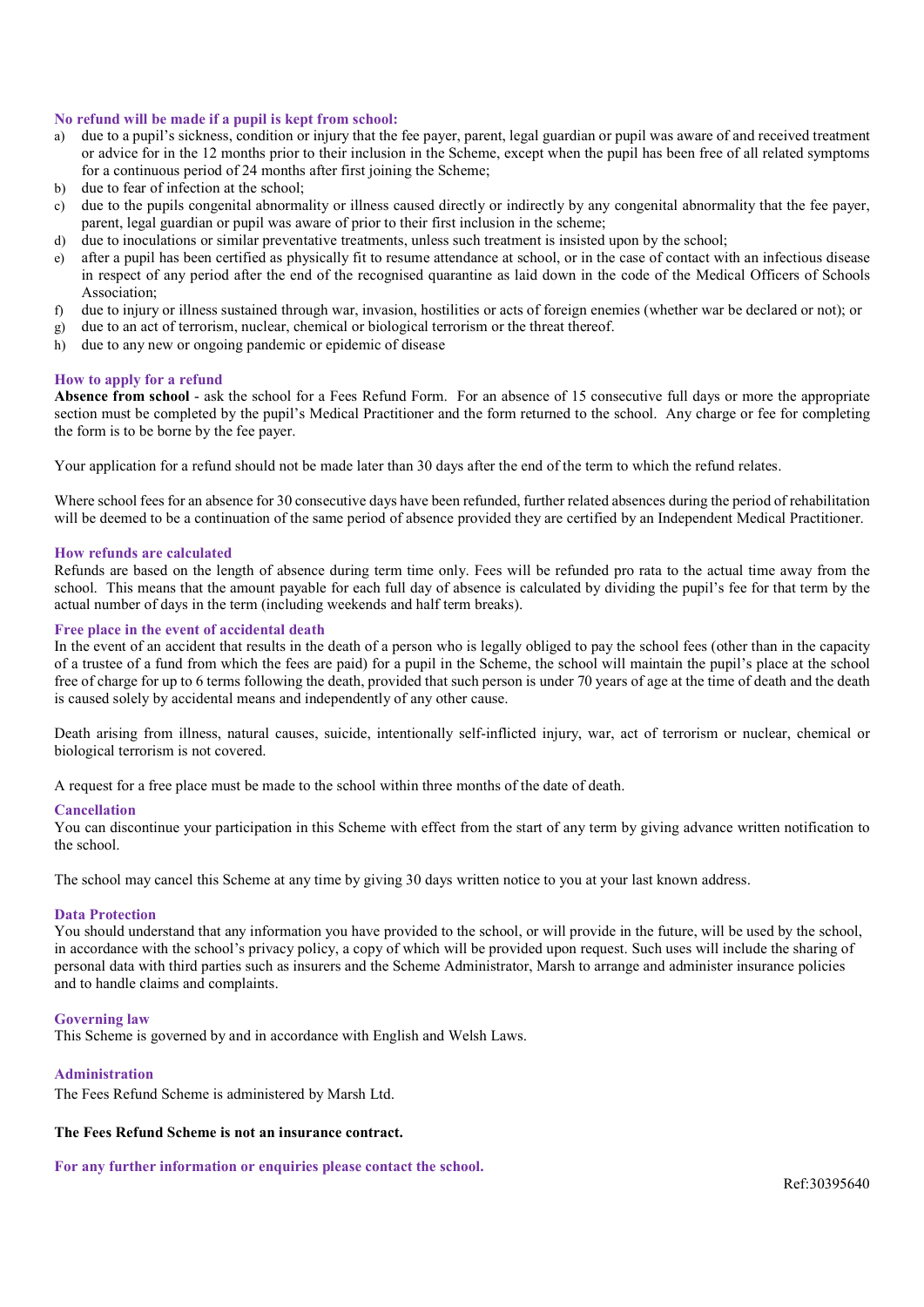### No refund will be made if a pupil is kept from school:

a) due to a pupil's sickness, condition or injury that the fee payer, parent, legal guardian or pupil was aware of and received treatment or advice for in the 12 months prior to their inclusion in the Scheme, except when the pupil has been free of all related symptoms for a continuous period of 24 months after first joining the Scheme;
b) due to fear of infection at the school;
c) due to the pupils congenital abnormality or illness caused directly or indirectly by any congenital abnormality that the fee payer, parent, legal guardian or pupil was aware of prior to their first inclusion in the scheme;
d) due to inoculations or similar preventative treatments, unless such treatment is insisted upon by the school;
e) after a pupil has been certified as physically fit to resume attendance at school, or in the case of contact with an infectious disease in respect of any period after the end of the recognised quarantine as laid down in the code of the Medical Officers of Schools Association;
f) due to injury or illness sustained through war, invasion, hostilities or acts of foreign enemies (whether war be declared or not); or
g) due to an act of terrorism, nuclear, chemical or biological terrorism or the threat thereof.
h) due to any new or ongoing pandemic or epidemic of disease

### How to apply for a refund

**Absence from school** - ask the school for a Fees Refund Form. For an absence of 15 consecutive full days or more the appropriate section must be completed by the pupil's Medical Practitioner and the form returned to the school. Any charge or fee for completing the form is to be borne by the fee payer.

Your application for a refund should not be made later than 30 days after the end of the term to which the refund relates.

Where school fees for an absence for 30 consecutive days have been refunded, further related absences during the period of rehabilitation will be deemed to be a continuation of the same period of absence provided they are certified by an Independent Medical Practitioner.

### How refunds are calculated

Refunds are based on the length of absence during term time only. Fees will be refunded pro rata to the actual time away from the school. This means that the amount payable for each full day of absence is calculated by dividing the pupil's fee for that term by the actual number of days in the term (including weekends and half term breaks).

### Free place in the event of accidental death

In the event of an accident that results in the death of a person who is legally obliged to pay the school fees (other than in the capacity of a trustee of a fund from which the fees are paid) for a pupil in the Scheme, the school will maintain the pupil's place at the school free of charge for up to 6 terms following the death, provided that such person is under 70 years of age at the time of death and the death is caused solely by accidental means and independently of any other cause.

Death arising from illness, natural causes, suicide, intentionally self-inflicted injury, war, act of terrorism or nuclear, chemical or biological terrorism is not covered.

A request for a free place must be made to the school within three months of the date of death.

### Cancellation

You can discontinue your participation in this Scheme with effect from the start of any term by giving advance written notification to the school.

The school may cancel this Scheme at any time by giving 30 days written notice to you at your last known address.

### Data Protection

You should understand that any information you have provided to the school, or will provide in the future, will be used by the school, in accordance with the school's privacy policy, a copy of which will be provided upon request. Such uses will include the sharing of personal data with third parties such as insurers and the Scheme Administrator, Marsh to arrange and administer insurance policies and to handle claims and complaints.

### Governing law

This Scheme is governed by and in accordance with English and Welsh Laws.

### Administration

The Fees Refund Scheme is administered by Marsh Ltd.

**The Fees Refund Scheme is not an insurance contract.**

**For any further information or enquiries please contact the school.**

Ref:30395640